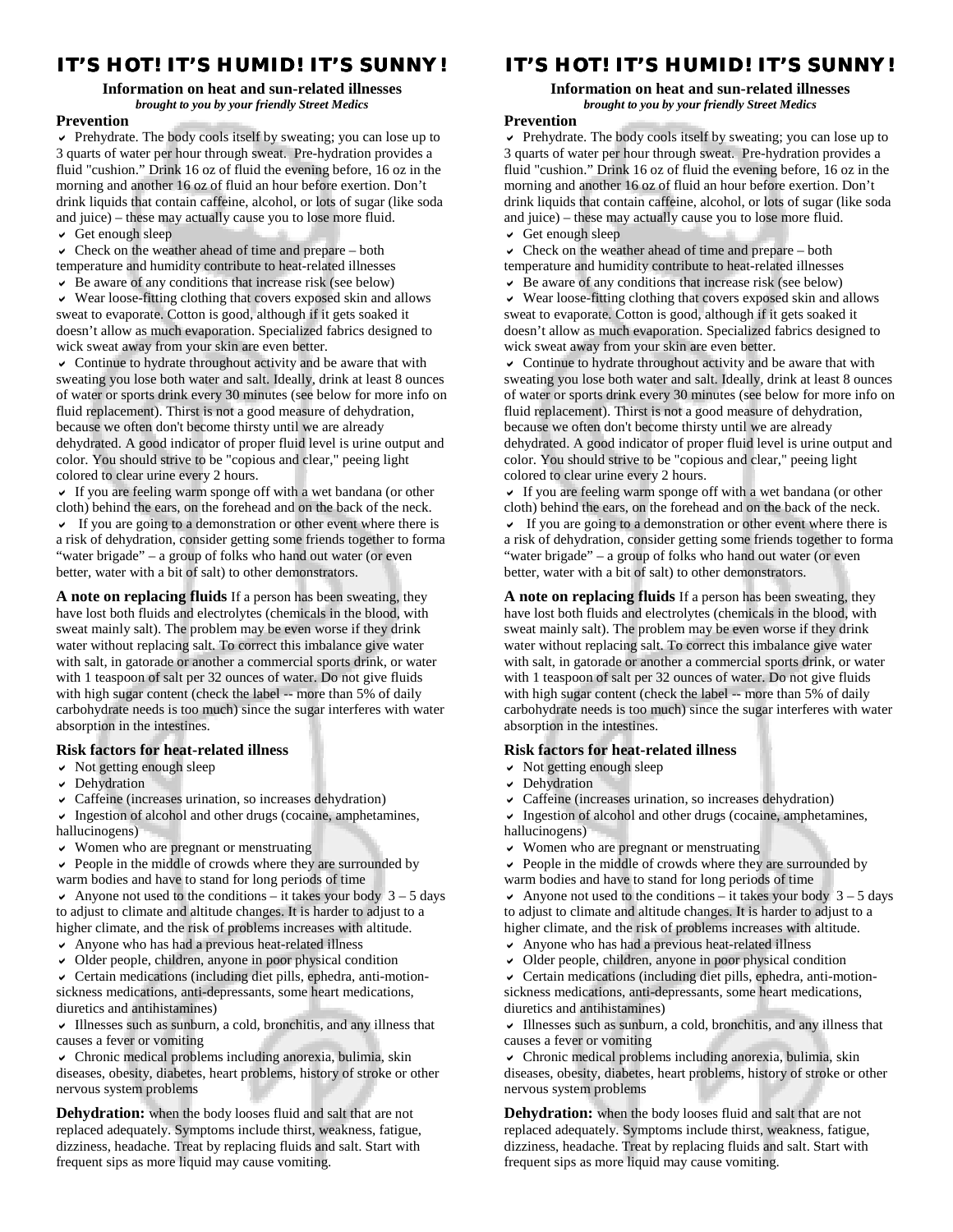# IT'S HOT! IT'S HUMID! IT'S SUNNY!

**Information on heat and sun-related illnesses**
***brought to you by your friendly Street Medics***

### Prevention

- Prehydrate. The body cools itself by sweating; you can lose up to 3 quarts of water per hour through sweat. Pre-hydration provides a fluid "cushion." Drink 16 oz of fluid the evening before, 16 oz in the morning and another 16 oz of fluid an hour before exertion. Don't drink liquids that contain caffeine, alcohol, or lots of sugar (like soda and juice) – these may actually cause you to lose more fluid.
- Get enough sleep
- Check on the weather ahead of time and prepare – both temperature and humidity contribute to heat-related illnesses
- Be aware of any conditions that increase risk (see below)
- Wear loose-fitting clothing that covers exposed skin and allows sweat to evaporate. Cotton is good, although if it gets soaked it doesn't allow as much evaporation. Specialized fabrics designed to wick sweat away from your skin are even better.
- Continue to hydrate throughout activity and be aware that with sweating you lose both water and salt. Ideally, drink at least 8 ounces of water or sports drink every 30 minutes (see below for more info on fluid replacement). Thirst is not a good measure of dehydration, because we often don't become thirsty until we are already dehydrated. A good indicator of proper fluid level is urine output and color. You should strive to be "copious and clear," peeing light colored to clear urine every 2 hours.
- If you are feeling warm sponge off with a wet bandana (or other cloth) behind the ears, on the forehead and on the back of the neck.
- If you are going to a demonstration or other event where there is a risk of dehydration, consider getting some friends together to forma "water brigade" – a group of folks who hand out water (or even better, water with a bit of salt) to other demonstrators.

**A note on replacing fluids** If a person has been sweating, they have lost both fluids and electrolytes (chemicals in the blood, with sweat mainly salt). The problem may be even worse if they drink water without replacing salt. To correct this imbalance give water with salt, in gatorade or another a commercial sports drink, or water with 1 teaspoon of salt per 32 ounces of water. Do not give fluids with high sugar content (check the label -- more than 5% of daily carbohydrate needs is too much) since the sugar interferes with water absorption in the intestines.

### Risk factors for heat-related illness

- Not getting enough sleep
- Dehydration
- Caffeine (increases urination, so increases dehydration)
- Ingestion of alcohol and other drugs (cocaine, amphetamines, hallucinogens)
- Women who are pregnant or menstruating
- People in the middle of crowds where they are surrounded by warm bodies and have to stand for long periods of time
- Anyone not used to the conditions – it takes your body 3 – 5 days to adjust to climate and altitude changes. It is harder to adjust to a higher climate, and the risk of problems increases with altitude.
- Anyone who has had a previous heat-related illness
- Older people, children, anyone in poor physical condition
- Certain medications (including diet pills, ephedra, anti-motion-sickness medications, anti-depressants, some heart medications, diuretics and antihistamines)
- Illnesses such as sunburn, a cold, bronchitis, and any illness that causes a fever or vomiting
- Chronic medical problems including anorexia, bulimia, skin diseases, obesity, diabetes, heart problems, history of stroke or other nervous system problems

**Dehydration:** when the body looses fluid and salt that are not replaced adequately. Symptoms include thirst, weakness, fatigue, dizziness, headache. Treat by replacing fluids and salt. Start with frequent sips as more liquid may cause vomiting.

# IT'S HOT! IT'S HUMID! IT'S SUNNY!

**Information on heat and sun-related illnesses**
***brought to you by your friendly Street Medics***

### Prevention

- Prehydrate. The body cools itself by sweating; you can lose up to 3 quarts of water per hour through sweat. Pre-hydration provides a fluid "cushion." Drink 16 oz of fluid the evening before, 16 oz in the morning and another 16 oz of fluid an hour before exertion. Don't drink liquids that contain caffeine, alcohol, or lots of sugar (like soda and juice) – these may actually cause you to lose more fluid.
- Get enough sleep
- Check on the weather ahead of time and prepare – both temperature and humidity contribute to heat-related illnesses
- Be aware of any conditions that increase risk (see below)
- Wear loose-fitting clothing that covers exposed skin and allows sweat to evaporate. Cotton is good, although if it gets soaked it doesn't allow as much evaporation. Specialized fabrics designed to wick sweat away from your skin are even better.
- Continue to hydrate throughout activity and be aware that with sweating you lose both water and salt. Ideally, drink at least 8 ounces of water or sports drink every 30 minutes (see below for more info on fluid replacement). Thirst is not a good measure of dehydration, because we often don't become thirsty until we are already dehydrated. A good indicator of proper fluid level is urine output and color. You should strive to be "copious and clear," peeing light colored to clear urine every 2 hours.
- If you are feeling warm sponge off with a wet bandana (or other cloth) behind the ears, on the forehead and on the back of the neck.
- If you are going to a demonstration or other event where there is a risk of dehydration, consider getting some friends together to forma "water brigade" – a group of folks who hand out water (or even better, water with a bit of salt) to other demonstrators.

**A note on replacing fluids** If a person has been sweating, they have lost both fluids and electrolytes (chemicals in the blood, with sweat mainly salt). The problem may be even worse if they drink water without replacing salt. To correct this imbalance give water with salt, in gatorade or another a commercial sports drink, or water with 1 teaspoon of salt per 32 ounces of water. Do not give fluids with high sugar content (check the label -- more than 5% of daily carbohydrate needs is too much) since the sugar interferes with water absorption in the intestines.

### Risk factors for heat-related illness

- Not getting enough sleep
- Dehydration
- Caffeine (increases urination, so increases dehydration)
- Ingestion of alcohol and other drugs (cocaine, amphetamines, hallucinogens)
- Women who are pregnant or menstruating
- People in the middle of crowds where they are surrounded by warm bodies and have to stand for long periods of time
- Anyone not used to the conditions – it takes your body 3 – 5 days to adjust to climate and altitude changes. It is harder to adjust to a higher climate, and the risk of problems increases with altitude.
- Anyone who has had a previous heat-related illness
- Older people, children, anyone in poor physical condition
- Certain medications (including diet pills, ephedra, anti-motion-sickness medications, anti-depressants, some heart medications, diuretics and antihistamines)
- Illnesses such as sunburn, a cold, bronchitis, and any illness that causes a fever or vomiting
- Chronic medical problems including anorexia, bulimia, skin diseases, obesity, diabetes, heart problems, history of stroke or other nervous system problems

**Dehydration:** when the body looses fluid and salt that are not replaced adequately. Symptoms include thirst, weakness, fatigue, dizziness, headache. Treat by replacing fluids and salt. Start with frequent sips as more liquid may cause vomiting.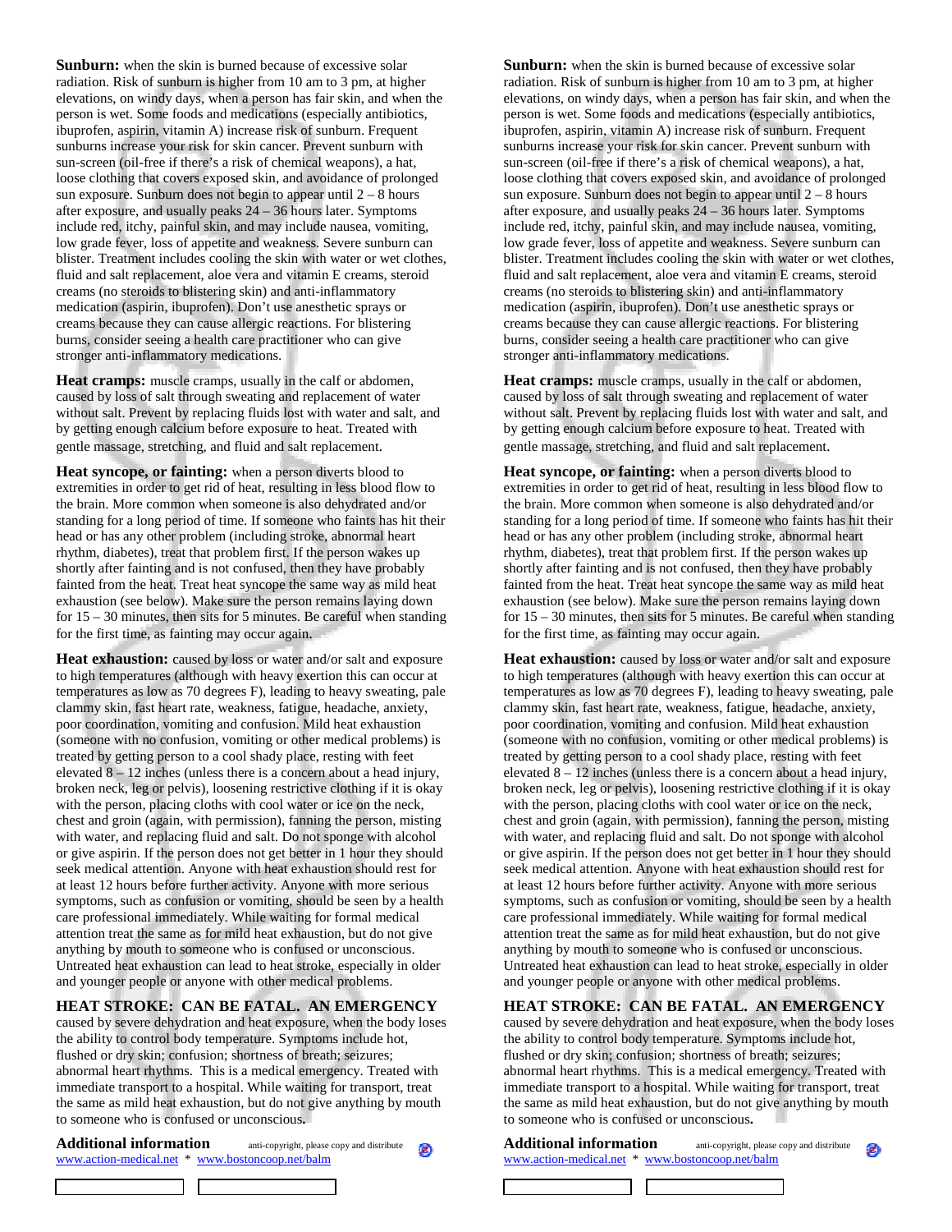**Sunburn:** when the skin is burned because of excessive solar radiation. Risk of sunburn is higher from 10 am to 3 pm, at higher elevations, on windy days, when a person has fair skin, and when the person is wet. Some foods and medications (especially antibiotics, ibuprofen, aspirin, vitamin A) increase risk of sunburn. Frequent sunburns increase your risk for skin cancer. Prevent sunburn with sun-screen (oil-free if there's a risk of chemical weapons), a hat, loose clothing that covers exposed skin, and avoidance of prolonged sun exposure. Sunburn does not begin to appear until 2 – 8 hours after exposure, and usually peaks 24 – 36 hours later. Symptoms include red, itchy, painful skin, and may include nausea, vomiting, low grade fever, loss of appetite and weakness. Severe sunburn can blister. Treatment includes cooling the skin with water or wet clothes, fluid and salt replacement, aloe vera and vitamin E creams, steroid creams (no steroids to blistering skin) and anti-inflammatory medication (aspirin, ibuprofen). Don't use anesthetic sprays or creams because they can cause allergic reactions. For blistering burns, consider seeing a health care practitioner who can give stronger anti-inflammatory medications.

**Heat cramps:** muscle cramps, usually in the calf or abdomen, caused by loss of salt through sweating and replacement of water without salt. Prevent by replacing fluids lost with water and salt, and by getting enough calcium before exposure to heat. Treated with gentle massage, stretching, and fluid and salt replacement.

**Heat syncope, or fainting:** when a person diverts blood to extremities in order to get rid of heat, resulting in less blood flow to the brain. More common when someone is also dehydrated and/or standing for a long period of time. If someone who faints has hit their head or has any other problem (including stroke, abnormal heart rhythm, diabetes), treat that problem first. If the person wakes up shortly after fainting and is not confused, then they have probably fainted from the heat. Treat heat syncope the same way as mild heat exhaustion (see below). Make sure the person remains laying down for 15 – 30 minutes, then sits for 5 minutes. Be careful when standing for the first time, as fainting may occur again.

**Heat exhaustion:** caused by loss or water and/or salt and exposure to high temperatures (although with heavy exertion this can occur at temperatures as low as 70 degrees F), leading to heavy sweating, pale clammy skin, fast heart rate, weakness, fatigue, headache, anxiety, poor coordination, vomiting and confusion. Mild heat exhaustion (someone with no confusion, vomiting or other medical problems) is treated by getting person to a cool shady place, resting with feet elevated 8 – 12 inches (unless there is a concern about a head injury, broken neck, leg or pelvis), loosening restrictive clothing if it is okay with the person, placing cloths with cool water or ice on the neck, chest and groin (again, with permission), fanning the person, misting with water, and replacing fluid and salt. Do not sponge with alcohol or give aspirin. If the person does not get better in 1 hour they should seek medical attention. Anyone with heat exhaustion should rest for at least 12 hours before further activity. Anyone with more serious symptoms, such as confusion or vomiting, should be seen by a health care professional immediately. While waiting for formal medical attention treat the same as for mild heat exhaustion, but do not give anything by mouth to someone who is confused or unconscious. Untreated heat exhaustion can lead to heat stroke, especially in older and younger people or anyone with other medical problems.

**HEAT STROKE: CAN BE FATAL. AN EMERGENCY** caused by severe dehydration and heat exposure, when the body loses the ability to control body temperature. Symptoms include hot, flushed or dry skin; confusion; shortness of breath; seizures; abnormal heart rhythms. This is a medical emergency. Treated with immediate transport to a hospital. While waiting for transport, treat the same as mild heat exhaustion, but do not give anything by mouth to someone who is confused or unconscious.

**Additional information** anti-copyright, please copy and distribute
www.action-medical.net * www.bostoncoop.net/balm

**Sunburn:** when the skin is burned because of excessive solar radiation. Risk of sunburn is higher from 10 am to 3 pm, at higher elevations, on windy days, when a person has fair skin, and when the person is wet. Some foods and medications (especially antibiotics, ibuprofen, aspirin, vitamin A) increase risk of sunburn. Frequent sunburns increase your risk for skin cancer. Prevent sunburn with sun-screen (oil-free if there's a risk of chemical weapons), a hat, loose clothing that covers exposed skin, and avoidance of prolonged sun exposure. Sunburn does not begin to appear until 2 – 8 hours after exposure, and usually peaks 24 – 36 hours later. Symptoms include red, itchy, painful skin, and may include nausea, vomiting, low grade fever, loss of appetite and weakness. Severe sunburn can blister. Treatment includes cooling the skin with water or wet clothes, fluid and salt replacement, aloe vera and vitamin E creams, steroid creams (no steroids to blistering skin) and anti-inflammatory medication (aspirin, ibuprofen). Don't use anesthetic sprays or creams because they can cause allergic reactions. For blistering burns, consider seeing a health care practitioner who can give stronger anti-inflammatory medications.

**Heat cramps:** muscle cramps, usually in the calf or abdomen, caused by loss of salt through sweating and replacement of water without salt. Prevent by replacing fluids lost with water and salt, and by getting enough calcium before exposure to heat. Treated with gentle massage, stretching, and fluid and salt replacement.

**Heat syncope, or fainting:** when a person diverts blood to extremities in order to get rid of heat, resulting in less blood flow to the brain. More common when someone is also dehydrated and/or standing for a long period of time. If someone who faints has hit their head or has any other problem (including stroke, abnormal heart rhythm, diabetes), treat that problem first. If the person wakes up shortly after fainting and is not confused, then they have probably fainted from the heat. Treat heat syncope the same way as mild heat exhaustion (see below). Make sure the person remains laying down for 15 – 30 minutes, then sits for 5 minutes. Be careful when standing for the first time, as fainting may occur again.

**Heat exhaustion:** caused by loss or water and/or salt and exposure to high temperatures (although with heavy exertion this can occur at temperatures as low as 70 degrees F), leading to heavy sweating, pale clammy skin, fast heart rate, weakness, fatigue, headache, anxiety, poor coordination, vomiting and confusion. Mild heat exhaustion (someone with no confusion, vomiting or other medical problems) is treated by getting person to a cool shady place, resting with feet elevated 8 – 12 inches (unless there is a concern about a head injury, broken neck, leg or pelvis), loosening restrictive clothing if it is okay with the person, placing cloths with cool water or ice on the neck, chest and groin (again, with permission), fanning the person, misting with water, and replacing fluid and salt. Do not sponge with alcohol or give aspirin. If the person does not get better in 1 hour they should seek medical attention. Anyone with heat exhaustion should rest for at least 12 hours before further activity. Anyone with more serious symptoms, such as confusion or vomiting, should be seen by a health care professional immediately. While waiting for formal medical attention treat the same as for mild heat exhaustion, but do not give anything by mouth to someone who is confused or unconscious. Untreated heat exhaustion can lead to heat stroke, especially in older and younger people or anyone with other medical problems.

**HEAT STROKE: CAN BE FATAL. AN EMERGENCY** caused by severe dehydration and heat exposure, when the body loses the ability to control body temperature. Symptoms include hot, flushed or dry skin; confusion; shortness of breath; seizures; abnormal heart rhythms. This is a medical emergency. Treated with immediate transport to a hospital. While waiting for transport, treat the same as mild heat exhaustion, but do not give anything by mouth to someone who is confused or unconscious.

**Additional information** anti-copyright, please copy and distribute
www.action-medical.net * www.bostoncoop.net/balm